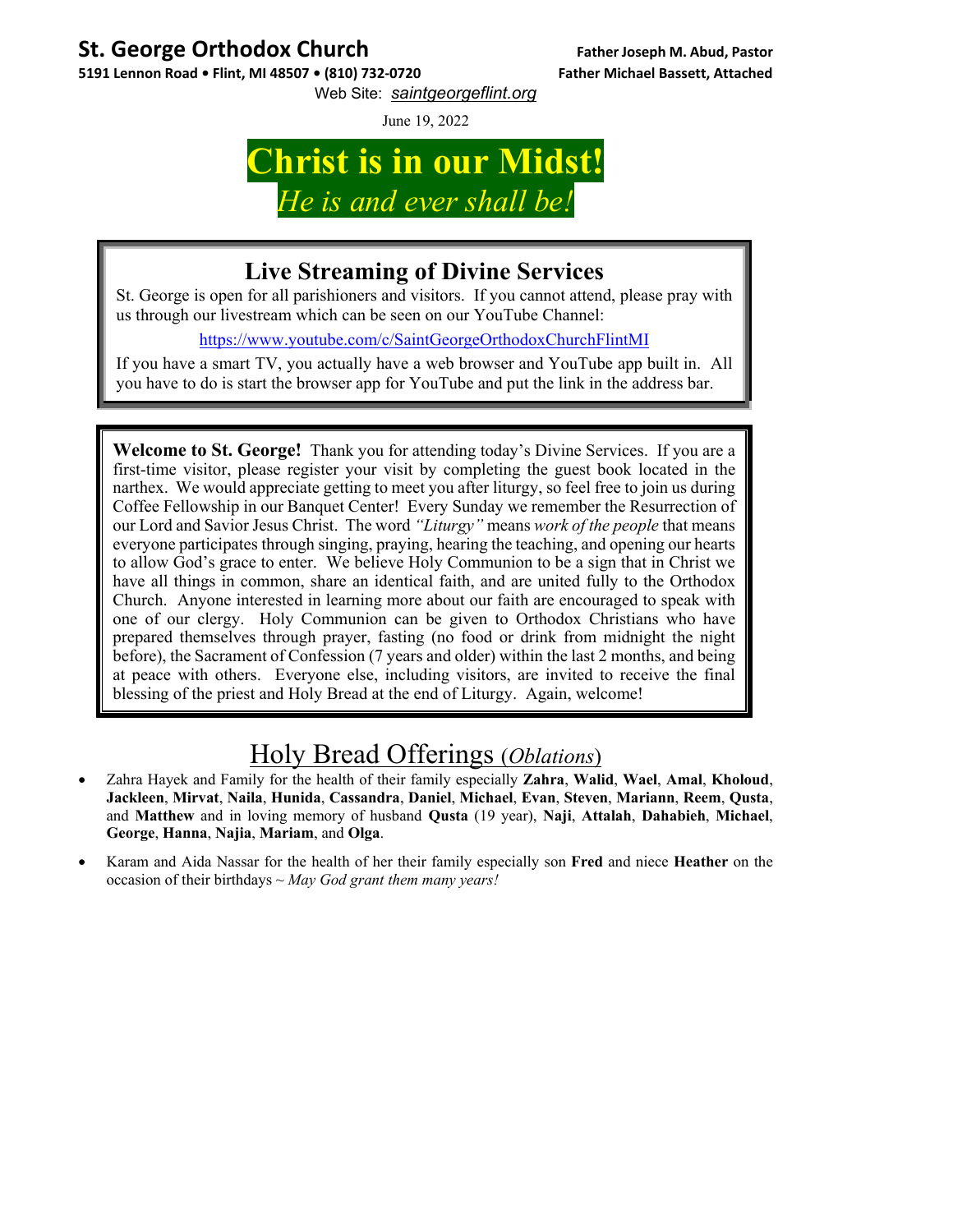# St. George Orthodox Church

**5191 Lennon Road • Flint, MI 48507 • (810) 732-0720**

**Father Joseph M. Abud, Pastor**
**Father Michael Bassett, Attached**

Web Site: *saintgeorgeflint.org*

June 19, 2022

# Christ is in our Midst!

*He is and ever shall be!*

## Live Streaming of Divine Services

St. George is open for all parishioners and visitors. If you cannot attend, please pray with us through our livestream which can be seen on our YouTube Channel:

https://www.youtube.com/c/SaintGeorgeOrthodoxChurchFlintMI

If you have a smart TV, you actually have a web browser and YouTube app built in. All you have to do is start the browser app for YouTube and put the link in the address bar.

**Welcome to St. George!** Thank you for attending today's Divine Services. If you are a first-time visitor, please register your visit by completing the guest book located in the narthex. We would appreciate getting to meet you after liturgy, so feel free to join us during Coffee Fellowship in our Banquet Center! Every Sunday we remember the Resurrection of our Lord and Savior Jesus Christ. The word *"Liturgy"* means *work of the people* that means everyone participates through singing, praying, hearing the teaching, and opening our hearts to allow God's grace to enter. We believe Holy Communion to be a sign that in Christ we have all things in common, share an identical faith, and are united fully to the Orthodox Church. Anyone interested in learning more about our faith are encouraged to speak with one of our clergy. Holy Communion can be given to Orthodox Christians who have prepared themselves through prayer, fasting (no food or drink from midnight the night before), the Sacrament of Confession (7 years and older) within the last 2 months, and being at peace with others. Everyone else, including visitors, are invited to receive the final blessing of the priest and Holy Bread at the end of Liturgy. Again, welcome!

## Holy Bread Offerings (*Oblations*)

- Zahra Hayek and Family for the health of their family especially **Zahra**, **Walid**, **Wael**, **Amal**, **Kholoud**, **Jackleen**, **Mirvat**, **Naila**, **Hunida**, **Cassandra**, **Daniel**, **Michael**, **Evan**, **Steven**, **Mariann**, **Reem**, **Qusta**, and **Matthew** and in loving memory of husband **Qusta** (19 year), **Naji**, **Attalah**, **Dahabieh**, **Michael**, **George**, **Hanna**, **Najia**, **Mariam**, and **Olga**.
- Karam and Aida Nassar for the health of her their family especially son **Fred** and niece **Heather** on the occasion of their birthdays ~ *May God grant them many years!*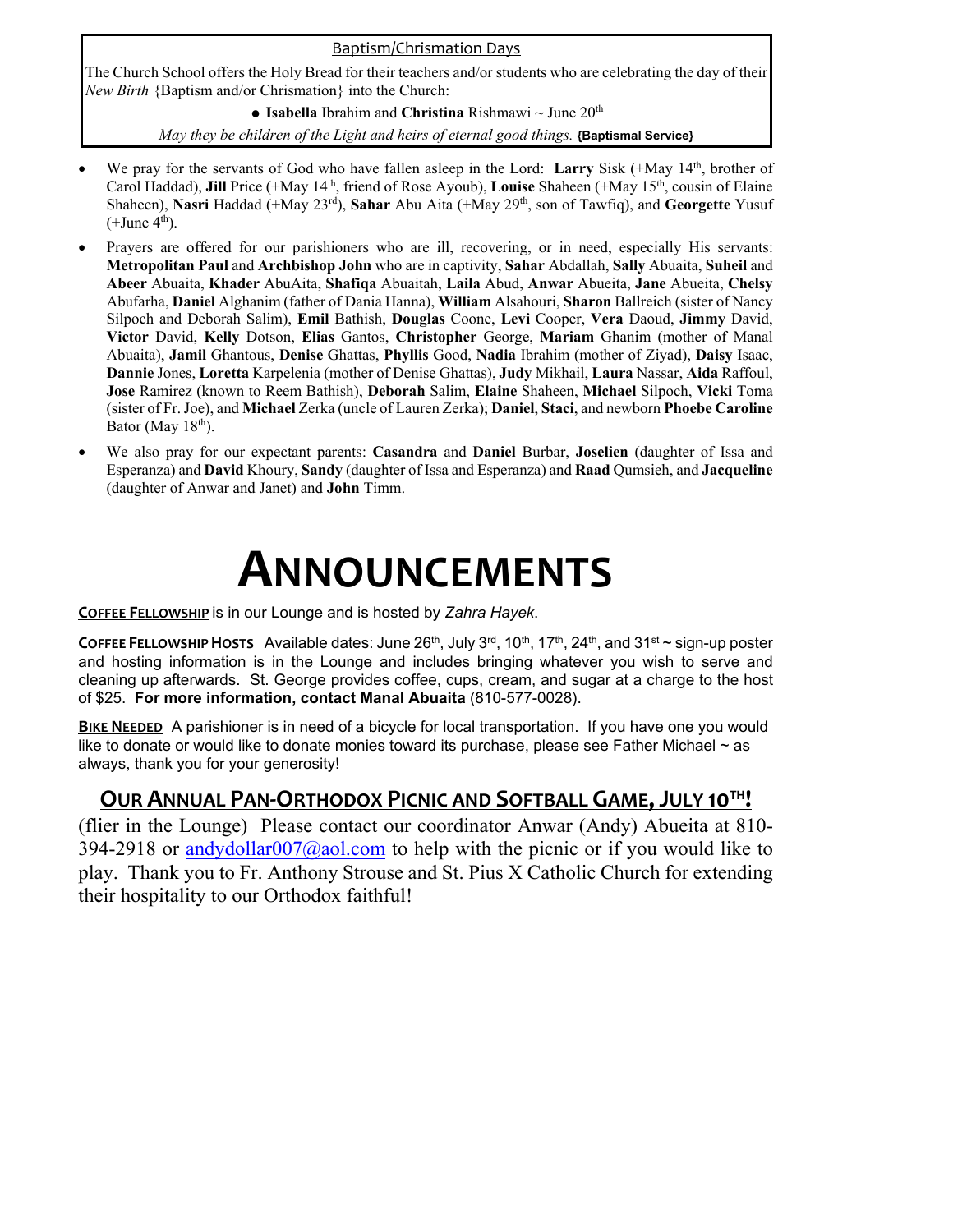### Baptism/Chrismation Days

The Church School offers the Holy Bread for their teachers and/or students who are celebrating the day of their *New Birth* {Baptism and/or Chrismation} into the Church:

- **Isabella** Ibrahim and **Christina** Rishmawi ~ June 20th

*May they be children of the Light and heirs of eternal good things.* **{Baptismal Service}**

- We pray for the servants of God who have fallen asleep in the Lord: **Larry** Sisk (+May 14th, brother of Carol Haddad), **Jill** Price (+May 14th, friend of Rose Ayoub), **Louise** Shaheen (+May 15th, cousin of Elaine Shaheen), **Nasri** Haddad (+May 23rd), **Sahar** Abu Aita (+May 29th, son of Tawfiq), and **Georgette** Yusuf (+June 4th).
- Prayers are offered for our parishioners who are ill, recovering, or in need, especially His servants: **Metropolitan Paul** and **Archbishop John** who are in captivity, **Sahar** Abdallah, **Sally** Abuaita, **Suheil** and **Abeer** Abuaita, **Khader** AbuAita, **Shafiqa** Abuaitah, **Laila** Abud, **Anwar** Abueita, **Jane** Abueita, **Chelsy** Abufarha, **Daniel** Alghanim (father of Dania Hanna), **William** Alsahouri, **Sharon** Ballreich (sister of Nancy Silpoch and Deborah Salim), **Emil** Bathish, **Douglas** Coone, **Levi** Cooper, **Vera** Daoud, **Jimmy** David, **Victor** David, **Kelly** Dotson, **Elias** Gantos, **Christopher** George, **Mariam** Ghanim (mother of Manal Abuaita), **Jamil** Ghantous, **Denise** Ghattas, **Phyllis** Good, **Nadia** Ibrahim (mother of Ziyad), **Daisy** Isaac, **Dannie** Jones, **Loretta** Karpelenia (mother of Denise Ghattas), **Judy** Mikhail, **Laura** Nassar, **Aida** Raffoul, **Jose** Ramirez (known to Reem Bathish), **Deborah** Salim, **Elaine** Shaheen, **Michael** Silpoch, **Vicki** Toma (sister of Fr. Joe), and **Michael** Zerka (uncle of Lauren Zerka); **Daniel**, **Staci**, and newborn **Phoebe Caroline** Bator (May 18th).
- We also pray for our expectant parents: **Casandra** and **Daniel** Burbar, **Joselien** (daughter of Issa and Esperanza) and **David** Khoury, **Sandy** (daughter of Issa and Esperanza) and **Raad** Qumsieh, and **Jacqueline** (daughter of Anwar and Janet) and **John** Timm.

# ANNOUNCEMENTS

**COFFEE FELLOWSHIP** is in our Lounge and is hosted by *Zahra Hayek*.

**COFFEE FELLOWSHIP HOSTS** Available dates: June 26th, July 3rd, 10th, 17th, 24th, and 31st ~ sign-up poster and hosting information is in the Lounge and includes bringing whatever you wish to serve and cleaning up afterwards. St. George provides coffee, cups, cream, and sugar at a charge to the host of $25. **For more information, contact Manal Abuaita** (810-577-0028).

**BIKE NEEDED** A parishioner is in need of a bicycle for local transportation. If you have one you would like to donate or would like to donate monies toward its purchase, please see Father Michael ~ as always, thank you for your generosity!

## OUR ANNUAL PAN-ORTHODOX PICNIC AND SOFTBALL GAME, JULY 10TH!

(flier in the Lounge) Please contact our coordinator Anwar (Andy) Abueita at 810-394-2918 or andydollar007@aol.com to help with the picnic or if you would like to play. Thank you to Fr. Anthony Strouse and St. Pius X Catholic Church for extending their hospitality to our Orthodox faithful!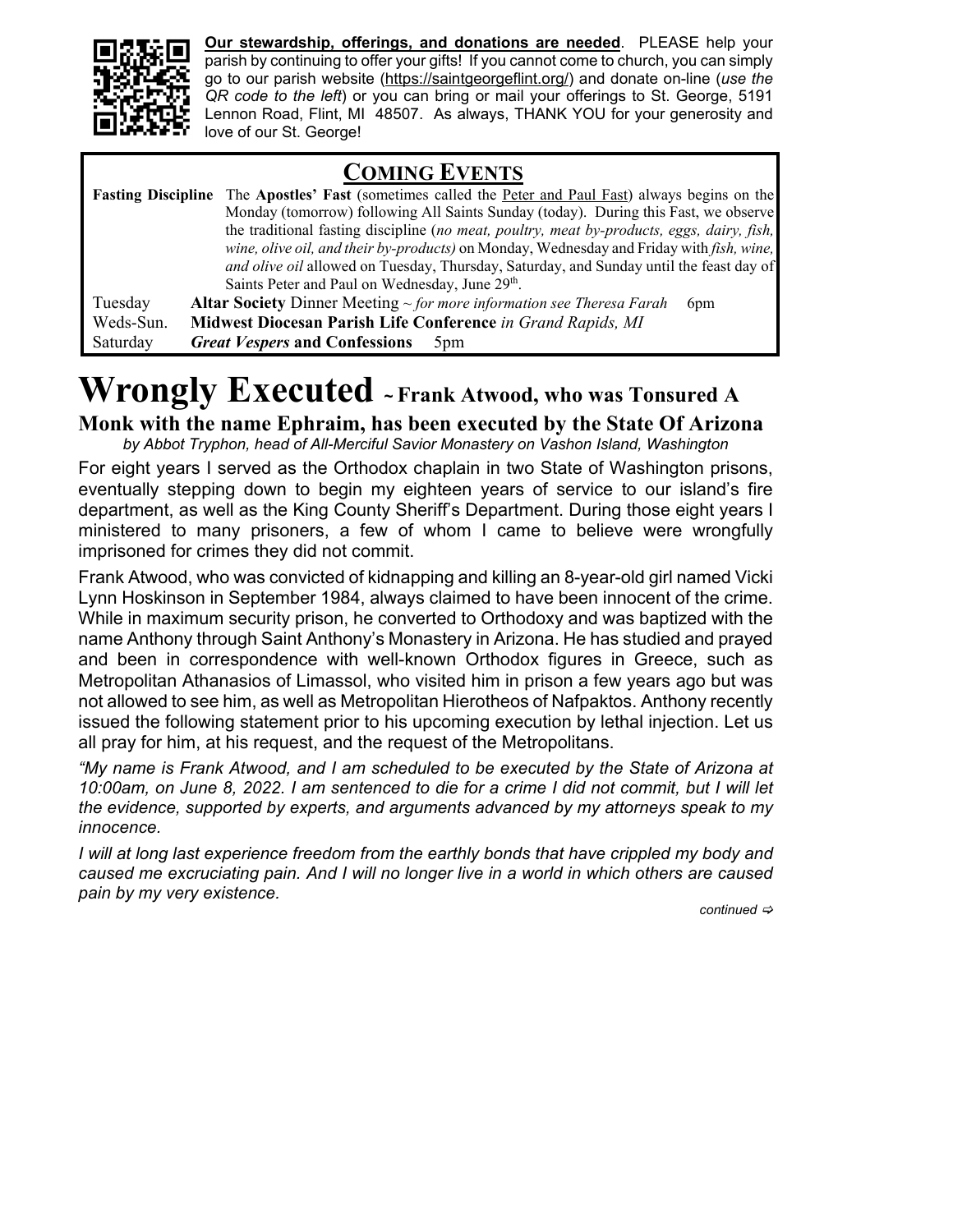**Our stewardship, offerings, and donations are needed**. PLEASE help your parish by continuing to offer your gifts! If you cannot come to church, you can simply go to our parish website (https://saintgeorgeflint.org/) and donate on-line (*use the QR code to the left*) or you can bring or mail your offerings to St. George, 5191 Lennon Road, Flint, MI 48507. As always, THANK YOU for your generosity and love of our St. George!

## Coming Events

**Fasting Discipline** The **Apostles' Fast** (sometimes called the Peter and Paul Fast) always begins on the Monday (tomorrow) following All Saints Sunday (today). During this Fast, we observe the traditional fasting discipline (*no meat, poultry, meat by-products, eggs, dairy, fish, wine, olive oil, and their by-products)* on Monday, Wednesday and Friday with *fish, wine, and olive oil* allowed on Tuesday, Thursday, Saturday, and Sunday until the feast day of Saints Peter and Paul on Wednesday, June 29th.

| | | |
|---|---|---|
| Tuesday | **Altar Society** Dinner Meeting ~ *for more information see Theresa Farah* | 6pm |
| Weds-Sun. | **Midwest Diocesan Parish Life Conference** *in Grand Rapids, MI* | |
| Saturday | ***Great Vespers* and Confessions** | 5pm |

# Wrongly Executed ~ Frank Atwood, who was Tonsured A Monk with the name Ephraim, has been executed by the State Of Arizona

*by Abbot Tryphon, head of All-Merciful Savior Monastery on Vashon Island, Washington*

For eight years I served as the Orthodox chaplain in two State of Washington prisons, eventually stepping down to begin my eighteen years of service to our island's fire department, as well as the King County Sheriff's Department. During those eight years I ministered to many prisoners, a few of whom I came to believe were wrongfully imprisoned for crimes they did not commit.

Frank Atwood, who was convicted of kidnapping and killing an 8-year-old girl named Vicki Lynn Hoskinson in September 1984, always claimed to have been innocent of the crime. While in maximum security prison, he converted to Orthodoxy and was baptized with the name Anthony through Saint Anthony's Monastery in Arizona. He has studied and prayed and been in correspondence with well-known Orthodox figures in Greece, such as Metropolitan Athanasios of Limassol, who visited him in prison a few years ago but was not allowed to see him, as well as Metropolitan Hierotheos of Nafpaktos. Anthony recently issued the following statement prior to his upcoming execution by lethal injection. Let us all pray for him, at his request, and the request of the Metropolitans.

*"My name is Frank Atwood, and I am scheduled to be executed by the State of Arizona at 10:00am, on June 8, 2022. I am sentenced to die for a crime I did not commit, but I will let the evidence, supported by experts, and arguments advanced by my attorneys speak to my innocence.*

*I will at long last experience freedom from the earthly bonds that have crippled my body and caused me excruciating pain. And I will no longer live in a world in which others are caused pain by my very existence.*

*continued ⇨*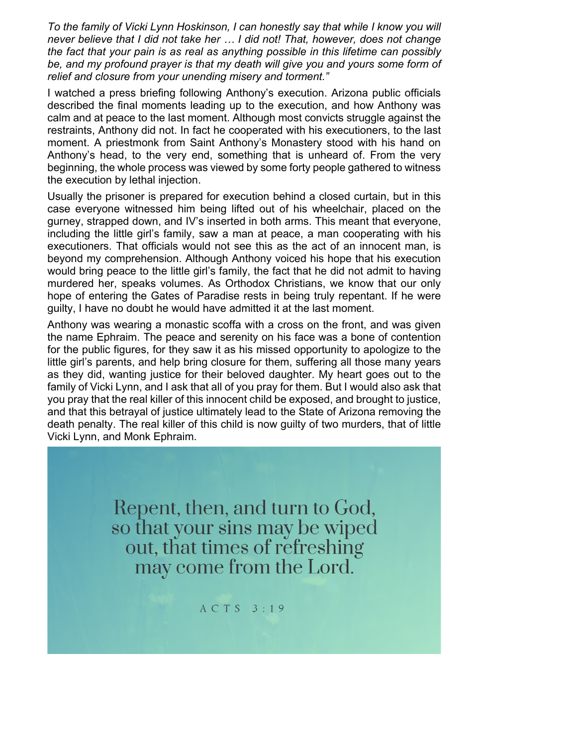*To the family of Vicki Lynn Hoskinson, I can honestly say that while I know you will never believe that I did not take her … I did not! That, however, does not change the fact that your pain is as real as anything possible in this lifetime can possibly be, and my profound prayer is that my death will give you and yours some form of relief and closure from your unending misery and torment."*

I watched a press briefing following Anthony's execution. Arizona public officials described the final moments leading up to the execution, and how Anthony was calm and at peace to the last moment. Although most convicts struggle against the restraints, Anthony did not. In fact he cooperated with his executioners, to the last moment. A priestmonk from Saint Anthony's Monastery stood with his hand on Anthony's head, to the very end, something that is unheard of. From the very beginning, the whole process was viewed by some forty people gathered to witness the execution by lethal injection.

Usually the prisoner is prepared for execution behind a closed curtain, but in this case everyone witnessed him being lifted out of his wheelchair, placed on the gurney, strapped down, and IV's inserted in both arms. This meant that everyone, including the little girl's family, saw a man at peace, a man cooperating with his executioners. That officials would not see this as the act of an innocent man, is beyond my comprehension. Although Anthony voiced his hope that his execution would bring peace to the little girl's family, the fact that he did not admit to having murdered her, speaks volumes. As Orthodox Christians, we know that our only hope of entering the Gates of Paradise rests in being truly repentant. If he were guilty, I have no doubt he would have admitted it at the last moment.

Anthony was wearing a monastic scoffa with a cross on the front, and was given the name Ephraim. The peace and serenity on his face was a bone of contention for the public figures, for they saw it as his missed opportunity to apologize to the little girl's parents, and help bring closure for them, suffering all those many years as they did, wanting justice for their beloved daughter. My heart goes out to the family of Vicki Lynn, and I ask that all of you pray for them. But I would also ask that you pray that the real killer of this innocent child be exposed, and brought to justice, and that this betrayal of justice ultimately lead to the State of Arizona removing the death penalty. The real killer of this child is now guilty of two murders, that of little Vicki Lynn, and Monk Ephraim.

Repent, then, and turn to God, so that your sins may be wiped out, that times of refreshing may come from the Lord.

ACTS 3:19